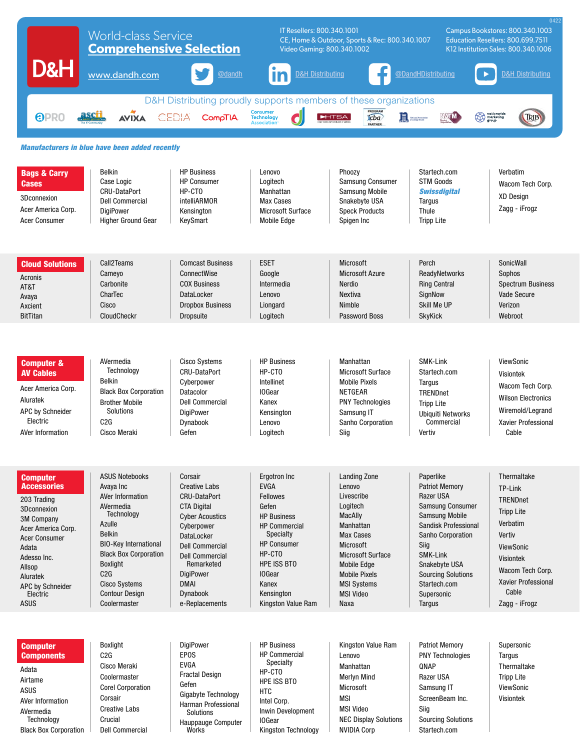0422

# D&H

World-class Service
**Comprehensive Selection**

www.dandh.com

IT Resellers: 800.340.1001
CE, Home & Outdoor, Sports & Rec: 800.340.1007
Video Gaming: 800.340.1002

Campus Bookstores: 800.340.1003
Education Resellers: 800.699.7511
K12 Institution Sales: 800.340.1006

@dandh | D&H Distributing | @DandHDistributing | D&H Distributing

D&H Distributing proudly supports members of these organizations

***Manufacturers in blue have been added recently***

## Bags & Carry Cases

- 3Dconnexion
- Acer America Corp.
- Acer Consumer
- Belkin
- Case Logic
- CRU-DataPort
- Dell Commercial
- DigiPower
- Higher Ground Gear
- HP Business
- HP Consumer
- HP-CTO
- intelliARMOR
- Kensington
- KeySmart
- Lenovo
- Logitech
- Manhattan
- Max Cases
- Microsoft Surface
- Mobile Edge
- Phoozy
- Samsung Consumer
- Samsung Mobile
- Snakebyte USA
- Speck Products
- Spigen Inc
- Startech.com
- STM Goods
- ***Swissdigital***
- Targus
- Thule
- Tripp Lite
- Verbatim
- Wacom Tech Corp.
- XD Design
- Zagg - iFrogz

## Cloud Solutions

- Acronis
- AT&T
- Avaya
- Axcient
- BitTitan
- Call2Teams
- Cameyo
- Carbonite
- CharTec
- Cisco
- CloudCheckr
- Comcast Business
- ConnectWise
- COX Business
- DataLocker
- Dropbox Business
- Dropsuite
- ESET
- Google
- Intermedia
- Lenovo
- Liongard
- Logitech
- Microsoft
- Microsoft Azure
- Nerdio
- Nextiva
- Nimble
- Password Boss
- Perch
- ReadyNetworks
- Ring Central
- SignNow
- Skill Me UP
- SkyKick
- SonicWall
- Sophos
- Spectrum Business
- Vade Secure
- Verizon
- Webroot

## Computer & AV Cables

- Acer America Corp.
- Aluratek
- APC by Schneider Electric
- AVer Information
- AVermedia Technology
- Belkin
- Black Box Corporation
- Brother Mobile Solutions
- C2G
- Cisco Meraki
- Cisco Systems
- CRU-DataPort
- Cyberpower
- Datacolor
- Dell Commercial
- DigiPower
- Dynabook
- Gefen
- HP Business
- HP-CTO
- Intellinet
- IOGear
- Kanex
- Kensington
- Lenovo
- Logitech
- Manhattan
- Microsoft Surface
- Mobile Pixels
- NETGEAR
- PNY Technologies
- Samsung IT
- Sanho Corporation
- Siig
- SMK-Link
- Startech.com
- Targus
- TRENDnet
- Tripp Lite
- Ubiquiti Networks Commercial
- Vertiv
- ViewSonic
- Visiontek
- Wacom Tech Corp.
- Wilson Electronics
- Wiremold/Legrand
- Xavier Professional Cable

## Computer Accessories

- 203 Trading
- 3Dconnexion
- 3M Company
- Acer America Corp.
- Acer Consumer
- Adata
- Adesso Inc.
- Allsop
- Aluratek
- APC by Schneider Electric
- ASUS
- ASUS Notebooks
- Avaya Inc
- AVer Information
- AVermedia Technology
- Azulle
- Belkin
- BIO-Key International
- Black Box Corporation
- Boxlight
- C2G
- Cisco Systems
- Contour Design
- Coolermaster
- Corsair
- Creative Labs
- CRU-DataPort
- CTA Digital
- Cyber Acoustics
- Cyberpower
- DataLocker
- Dell Commercial
- Dell Commercial Remarketed
- DigiPower
- DMAI
- Dynabook
- e-Replacements
- Ergotron Inc
- EVGA
- Fellowes
- Gefen
- HP Business
- HP Commercial Specialty
- HP Consumer
- HP-CTO
- HPE ISS BTO
- IOGear
- Kanex
- Kensington
- Kingston Value Ram
- Landing Zone
- Lenovo
- Livescribe
- Logitech
- MacAlly
- Manhattan
- Max Cases
- Microsoft
- Microsoft Surface
- Mobile Edge
- Mobile Pixels
- MSI Systems
- MSI Video
- Naxa
- Paperlike
- Patriot Memory
- Razer USA
- Samsung Consumer
- Samsung Mobile
- Sandisk Professional
- Sanho Corporation
- Siig
- SMK-Link
- Snakebyte USA
- Sourcing Solutions
- Startech.com
- Supersonic
- Targus
- Thermaltake
- TP-Link
- TRENDnet
- Tripp Lite
- Verbatim
- Vertiv
- ViewSonic
- Visiontek
- Wacom Tech Corp.
- Xavier Professional Cable
- Zagg - iFrogz

## Computer Components

- Adata
- Airtame
- ASUS
- AVer Information
- AVermedia Technology
- Black Box Corporation
- Boxlight
- C2G
- Cisco Meraki
- Coolermaster
- Corel Corporation
- Corsair
- Creative Labs
- Crucial
- Dell Commercial
- DigiPower
- EPOS
- EVGA
- Fractal Design
- Gefen
- Gigabyte Technology
- Harman Professional Solutions
- Hauppauge Computer Works
- HP Business
- HP Commercial Specialty
- HP-CTO
- HPE ISS BTO
- HTC
- Intel Corp.
- Inwin Development
- IOGear
- Kingston Technology
- Kingston Value Ram
- Lenovo
- Manhattan
- Merlyn Mind
- Microsoft
- MSI
- MSI Video
- NEC Display Solutions
- NVIDIA Corp
- Patriot Memory
- PNY Technologies
- QNAP
- Razer USA
- Samsung IT
- ScreenBeam Inc.
- Siig
- Sourcing Solutions
- Startech.com
- Supersonic
- Targus
- Thermaltake
- Tripp Lite
- ViewSonic
- Visiontek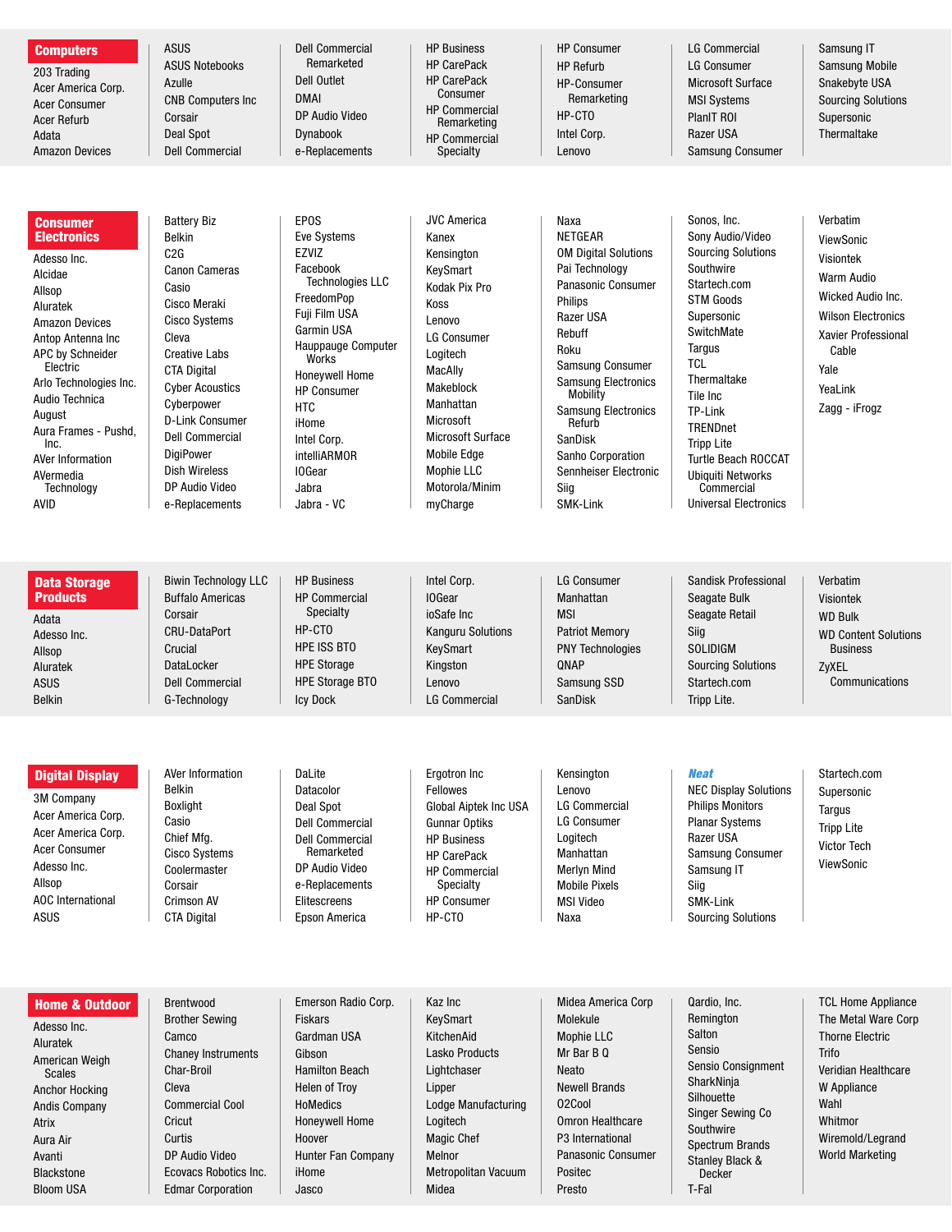## Computers

- 203 Trading
- Acer America Corp.
- Acer Consumer
- Acer Refurb
- Adata
- Amazon Devices
- ASUS
- ASUS Notebooks
- Azulle
- CNB Computers Inc
- Corsair
- Deal Spot
- Dell Commercial
- Dell Commercial Remarketed
- Dell Outlet
- DMAI
- DP Audio Video
- Dynabook
- e-Replacements
- HP Business
- HP CarePack
- HP CarePack Consumer
- HP Commercial Remarketing
- HP Commercial Specialty
- HP Consumer
- HP Refurb
- HP-Consumer Remarketing
- HP-CTO
- Intel Corp.
- Lenovo
- LG Commercial
- LG Consumer
- Microsoft Surface
- MSI Systems
- PlanIT ROI
- Razer USA
- Samsung Consumer
- Samsung IT
- Samsung Mobile
- Snakebyte USA
- Sourcing Solutions
- Supersonic
- Thermaltake

## Consumer Electronics

- Adesso Inc.
- Alcidae
- Allsop
- Aluratek
- Amazon Devices
- Antop Antenna Inc
- APC by Schneider Electric
- Arlo Technologies Inc.
- Audio Technica
- August
- Aura Frames - Pushd, Inc.
- AVer Information
- AVermedia Technology
- AVID
- Battery Biz
- Belkin
- C2G
- Canon Cameras
- Casio
- Cisco Meraki
- Cisco Systems
- Cleva
- Creative Labs
- CTA Digital
- Cyber Acoustics
- Cyberpower
- D-Link Consumer
- Dell Commercial
- DigiPower
- Dish Wireless
- DP Audio Video
- e-Replacements
- EPOS
- Eve Systems
- EZVIZ
- Facebook Technologies LLC
- FreedomPop
- Fuji Film USA
- Garmin USA
- Hauppauge Computer Works
- Honeywell Home
- HP Consumer
- HTC
- iHome
- Intel Corp.
- intelliARMOR
- IOGear
- Jabra
- Jabra - VC
- JVC America
- Kanex
- Kensington
- KeySmart
- Kodak Pix Pro
- Koss
- Lenovo
- LG Consumer
- Logitech
- MacAlly
- Makeblock
- Manhattan
- Microsoft
- Microsoft Surface
- Mobile Edge
- Mophie LLC
- Motorola/Minim
- myCharge
- Naxa
- NETGEAR
- OM Digital Solutions
- Pai Technology
- Panasonic Consumer
- Philips
- Razer USA
- Rebuff
- Roku
- Samsung Consumer
- Samsung Electronics Mobility
- Samsung Electronics Refurb
- SanDisk
- Sanho Corporation
- Sennheiser Electronic
- Siig
- SMK-Link
- Sonos, Inc.
- Sony Audio/Video
- Sourcing Solutions
- Southwire
- Startech.com
- STM Goods
- Supersonic
- SwitchMate
- Targus
- TCL
- Thermaltake
- Tile Inc
- TP-Link
- TRENDnet
- Tripp Lite
- Turtle Beach ROCCAT
- Ubiquiti Networks Commercial
- Universal Electronics
- Verbatim
- ViewSonic
- Visiontek
- Warm Audio
- Wicked Audio Inc.
- Wilson Electronics
- Xavier Professional Cable
- Yale
- YeaLink
- Zagg - iFrogz

## Data Storage Products

- Adata
- Adesso Inc.
- Allsop
- Aluratek
- ASUS
- Belkin
- Biwin Technology LLC
- Buffalo Americas
- Corsair
- CRU-DataPort
- Crucial
- DataLocker
- Dell Commercial
- G-Technology
- HP Business
- HP Commercial Specialty
- HP-CTO
- HPE ISS BTO
- HPE Storage
- HPE Storage BTO
- Icy Dock
- Intel Corp.
- IOGear
- ioSafe Inc
- Kanguru Solutions
- KeySmart
- Kingston
- Lenovo
- LG Commercial
- LG Consumer
- Manhattan
- MSI
- Patriot Memory
- PNY Technologies
- QNAP
- Samsung SSD
- SanDisk
- Sandisk Professional
- Seagate Bulk
- Seagate Retail
- Siig
- SOLIDIGM
- Sourcing Solutions
- Startech.com
- Tripp Lite.
- Verbatim
- Visiontek
- WD Bulk
- WD Content Solutions Business
- ZyXEL Communications

## Digital Display

- 3M Company
- Acer America Corp.
- Acer America Corp.
- Acer Consumer
- Adesso Inc.
- Allsop
- AOC International
- ASUS
- AVer Information
- Belkin
- Boxlight
- Casio
- Chief Mfg.
- Cisco Systems
- Coolermaster
- Corsair
- Crimson AV
- CTA Digital
- DaLite
- Datacolor
- Deal Spot
- Dell Commercial
- Dell Commercial Remarketed
- DP Audio Video
- e-Replacements
- Elitescreens
- Epson America
- Ergotron Inc
- Fellowes
- Global Aiptek Inc USA
- Gunnar Optiks
- HP Business
- HP CarePack
- HP Commercial Specialty
- HP Consumer
- HP-CTO
- Kensington
- Lenovo
- LG Commercial
- LG Consumer
- Logitech
- Manhattan
- Merlyn Mind
- Mobile Pixels
- MSI Video
- Naxa
- ***Neat***
- NEC Display Solutions
- Philips Monitors
- Planar Systems
- Razer USA
- Samsung Consumer
- Samsung IT
- Siig
- SMK-Link
- Sourcing Solutions
- Startech.com
- Supersonic
- Targus
- Tripp Lite
- Victor Tech
- ViewSonic

## Home & Outdoor

- Adesso Inc.
- Aluratek
- American Weigh Scales
- Anchor Hocking
- Andis Company
- Atrix
- Aura Air
- Avanti
- Blackstone
- Bloom USA
- Brentwood
- Brother Sewing
- Camco
- Chaney Instruments
- Char-Broil
- Cleva
- Commercial Cool
- Cricut
- Curtis
- DP Audio Video
- Ecovacs Robotics Inc.
- Edmar Corporation
- Emerson Radio Corp.
- Fiskars
- Gardman USA
- Gibson
- Hamilton Beach
- Helen of Troy
- HoMedics
- Honeywell Home
- Hoover
- Hunter Fan Company
- iHome
- Jasco
- Kaz Inc
- KeySmart
- KitchenAid
- Lasko Products
- Lightchaser
- Lipper
- Lodge Manufacturing
- Logitech
- Magic Chef
- Melnor
- Metropolitan Vacuum
- Midea
- Midea America Corp
- Molekule
- Mophie LLC
- Mr Bar B Q
- Neato
- Newell Brands
- O2Cool
- Omron Healthcare
- P3 International
- Panasonic Consumer
- Positec
- Presto
- Qardio, Inc.
- Remington
- Salton
- Sensio
- Sensio Consignment
- SharkNinja
- Silhouette
- Singer Sewing Co
- Southwire
- Spectrum Brands
- Stanley Black & Decker
- T-Fal
- TCL Home Appliance
- The Metal Ware Corp
- Thorne Electric
- Trifo
- Veridian Healthcare
- W Appliance
- Wahl
- Whitmor
- Wiremold/Legrand
- World Marketing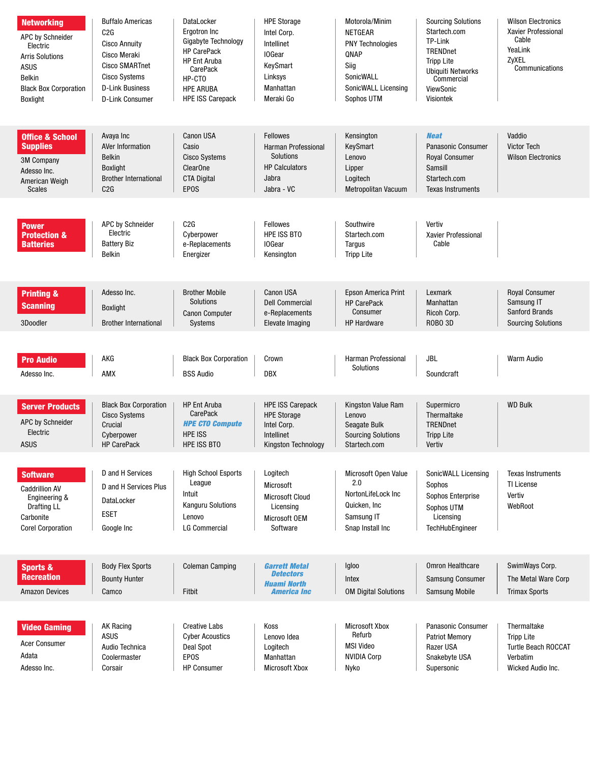## Networking

APC by Schneider Electric
Arris Solutions
ASUS
Belkin
Black Box Corporation
Boxlight
Buffalo Americas
C2G
Cisco Annuity
Cisco Meraki
Cisco SMARTnet
Cisco Systems
D-Link Business
D-Link Consumer
DataLocker
Ergotron Inc
Gigabyte Technology
HP CarePack
HP Ent Aruba CarePack
HP-CTO
HPE ARUBA
HPE ISS Carepack
HPE Storage
Intel Corp.
Intellinet
IOGear
KeySmart
Linksys
Manhattan
Meraki Go
Motorola/Minim
NETGEAR
PNY Technologies
QNAP
Siig
SonicWALL
SonicWALL Licensing
Sophos UTM
Sourcing Solutions
Startech.com
TP-Link
TRENDnet
Tripp Lite
Ubiquiti Networks Commercial
ViewSonic
Visiontek
Wilson Electronics
Xavier Professional Cable
YeaLink
ZyXEL Communications

## Office & School Supplies

3M Company
Adesso Inc.
American Weigh Scales
Avaya Inc
AVer Information
Belkin
Boxlight
Brother International
C2G
Canon USA
Casio
Cisco Systems
ClearOne
CTA Digital
EPOS
Fellowes
Harman Professional Solutions
HP Calculators
Jabra
Jabra - VC
Kensington
KeySmart
Lenovo
Lipper
Logitech
Metropolitan Vacuum
***Neat***
Panasonic Consumer
Royal Consumer
Samsill
Startech.com
Texas Instruments
Vaddio
Victor Tech
Wilson Electronics

## Power Protection & Batteries

APC by Schneider Electric
Battery Biz
Belkin
C2G
Cyberpower
e-Replacements
Energizer
Fellowes
HPE ISS BTO
IOGear
Kensington
Southwire
Startech.com
Targus
Tripp Lite
Vertiv
Xavier Professional Cable

## Printing & Scanning

3Doodler
Adesso Inc.
Boxlight
Brother International
Brother Mobile Solutions
Canon Computer Systems
Canon USA
Dell Commercial
e-Replacements
Elevate Imaging
Epson America Print
HP CarePack Consumer
HP Hardware
Lexmark
Manhattan
Ricoh Corp.
ROBO 3D
Royal Consumer
Samsung IT
Sanford Brands
Sourcing Solutions

## Pro Audio

Adesso Inc.
AKG
AMX
Black Box Corporation
BSS Audio
Crown
DBX
Harman Professional Solutions
JBL
Soundcraft
Warm Audio

## Server Products

APC by Schneider Electric
ASUS
Black Box Corporation
Cisco Systems
Crucial
Cyberpower
HP CarePack
HP Ent Aruba CarePack
***HPE CTO Compute***
HPE ISS
HPE ISS BTO
HPE ISS Carepack
HPE Storage
Intel Corp.
Intellinet
Kingston Technology
Kingston Value Ram
Lenovo
Seagate Bulk
Sourcing Solutions
Startech.com
Supermicro
Thermaltake
TRENDnet
Tripp Lite
Vertiv
WD Bulk

## Software

Caddrillion AV Engineering & Drafting LL
Carbonite
Corel Corporation
D and H Services
D and H Services Plus
DataLocker
ESET
Google Inc
High School Esports League
Intuit
Kanguru Solutions
Lenovo
LG Commercial
Logitech
Microsoft
Microsoft Cloud Licensing
Microsoft OEM Software
Microsoft Open Value 2.0
NortonLifeLock Inc
Quicken, Inc
Samsung IT
Snap Install Inc
SonicWALL Licensing
Sophos
Sophos Enterprise
Sophos UTM Licensing
TechHubEngineer
Texas Instruments
TI License
Vertiv
WebRoot

## Sports & Recreation

Amazon Devices
Body Flex Sports
Bounty Hunter
Camco
Coleman Camping
Fitbit
***Garrett Metal Detectors***
***Huami North America Inc***
Igloo
Intex
OM Digital Solutions
Omron Healthcare
Samsung Consumer
Samsung Mobile
SwimWays Corp.
The Metal Ware Corp
Trimax Sports

## Video Gaming

Acer Consumer
Adata
Adesso Inc.
AK Racing
ASUS
Audio Technica
Coolermaster
Corsair
Creative Labs
Cyber Acoustics
Deal Spot
EPOS
HP Consumer
Koss
Lenovo Idea
Logitech
Manhattan
Microsoft Xbox
Microsoft Xbox Refurb
MSI Video
NVIDIA Corp
Nyko
Panasonic Consumer
Patriot Memory
Razer USA
Snakebyte USA
Supersonic
Thermaltake
Tripp Lite
Turtle Beach ROCCAT
Verbatim
Wicked Audio Inc.